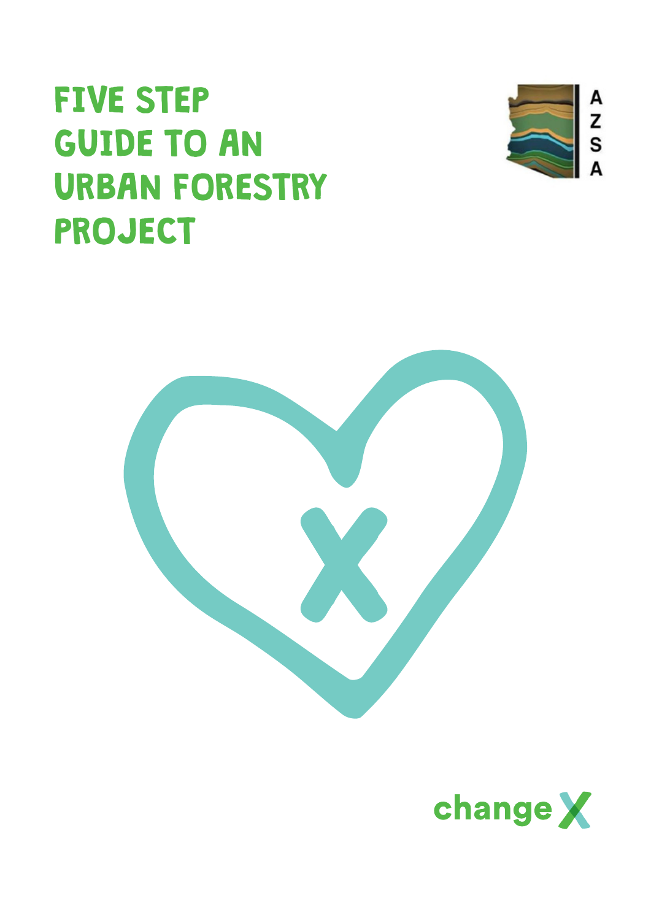# FIVE STEP GUIDE TO AN URBAN FORESTRY PROJECT

A Z S A

changeX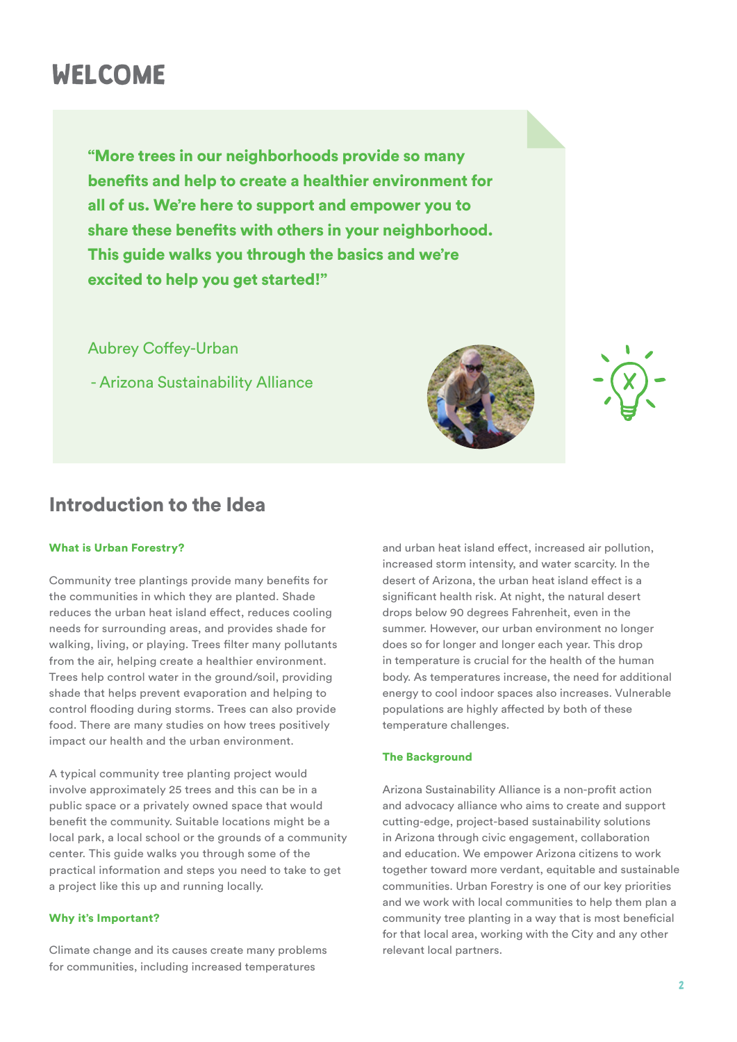# WELCOME

> **"More trees in our neighborhoods provide so many benefits and help to create a healthier environment for all of us. We're here to support and empower you to share these benefits with others in your neighborhood. This guide walks you through the basics and we're excited to help you get started!"**
>
> Aubrey Coffey-Urban
>
> - Arizona Sustainability Alliance

## Introduction to the Idea

### What is Urban Forestry?

Community tree plantings provide many benefits for the communities in which they are planted. Shade reduces the urban heat island effect, reduces cooling needs for surrounding areas, and provides shade for walking, living, or playing. Trees filter many pollutants from the air, helping create a healthier environment. Trees help control water in the ground/soil, providing shade that helps prevent evaporation and helping to control flooding during storms. Trees can also provide food. There are many studies on how trees positively impact our health and the urban environment.

A typical community tree planting project would involve approximately 25 trees and this can be in a public space or a privately owned space that would benefit the community. Suitable locations might be a local park, a local school or the grounds of a community center. This guide walks you through some of the practical information and steps you need to take to get a project like this up and running locally.

### Why it's Important?

Climate change and its causes create many problems for communities, including increased temperatures and urban heat island effect, increased air pollution, increased storm intensity, and water scarcity. In the desert of Arizona, the urban heat island effect is a significant health risk. At night, the natural desert drops below 90 degrees Fahrenheit, even in the summer. However, our urban environment no longer does so for longer and longer each year. This drop in temperature is crucial for the health of the human body. As temperatures increase, the need for additional energy to cool indoor spaces also increases. Vulnerable populations are highly affected by both of these temperature challenges.

### The Background

Arizona Sustainability Alliance is a non-profit action and advocacy alliance who aims to create and support cutting-edge, project-based sustainability solutions in Arizona through civic engagement, collaboration and education. We empower Arizona citizens to work together toward more verdant, equitable and sustainable communities. Urban Forestry is one of our key priorities and we work with local communities to help them plan a community tree planting in a way that is most beneficial for that local area, working with the City and any other relevant local partners.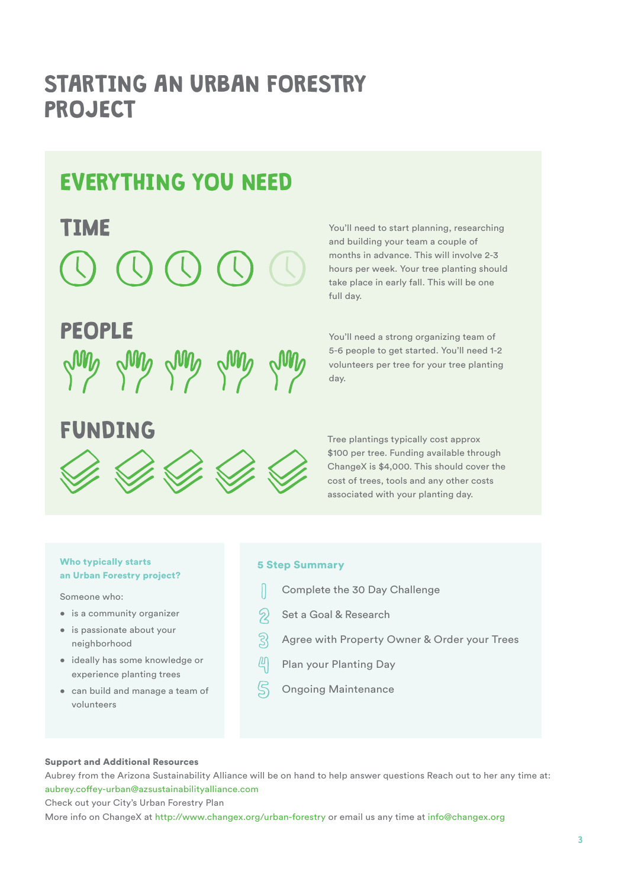# STARTING AN URBAN FORESTRY PROJECT

## EVERYTHING YOU NEED

### TIME

You'll need to start planning, researching and building your team a couple of months in advance. This will involve 2-3 hours per week. Your tree planting should take place in early fall. This will be one full day.

### PEOPLE

You'll need a strong organizing team of 5-6 people to get started. You'll need 1-2 volunteers per tree for your tree planting day.

### FUNDING

Tree plantings typically cost approx $100 per tree. Funding available through ChangeX is $4,000. This should cover the cost of trees, tools and any other costs associated with your planting day.

**Who typically starts an Urban Forestry project?**

Someone who:

- is a community organizer
- is passionate about your neighborhood
- ideally has some knowledge or experience planting trees
- can build and manage a team of volunteers

**5 Step Summary**

1. Complete the 30 Day Challenge
2. Set a Goal & Research
3. Agree with Property Owner & Order your Trees
4. Plan your Planting Day
5. Ongoing Maintenance

**Support and Additional Resources**

Aubrey from the Arizona Sustainability Alliance will be on hand to help answer questions Reach out to her any time at: aubrey.coffey-urban@azsustainabilityalliance.com

Check out your City's Urban Forestry Plan

More info on ChangeX at http://www.changex.org/urban-forestry or email us any time at info@changex.org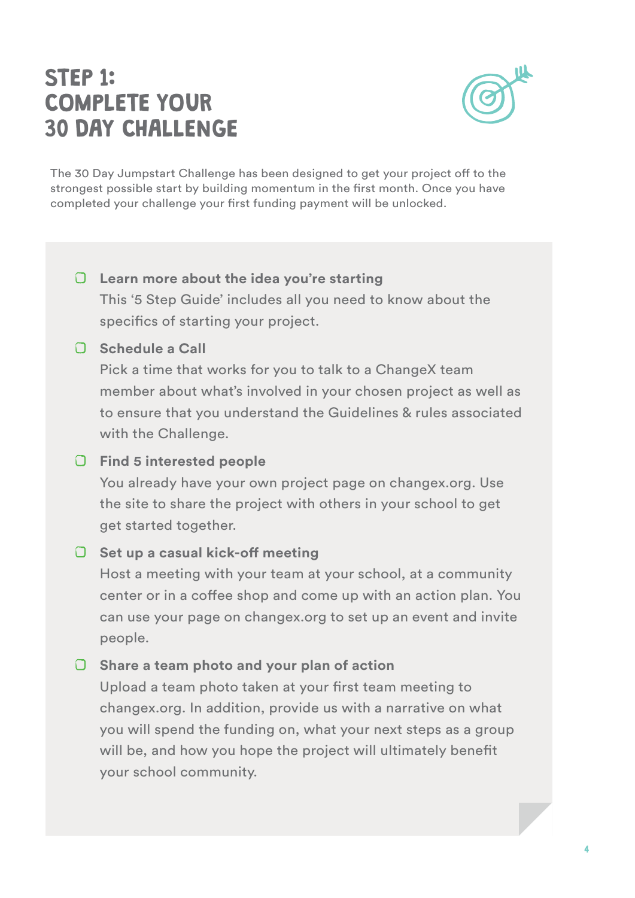# STEP 1: COMPLETE YOUR 30 DAY CHALLENGE

The 30 Day Jumpstart Challenge has been designed to get your project off to the strongest possible start by building momentum in the first month. Once you have completed your challenge your first funding payment will be unlocked.

- [ ] **Learn more about the idea you're starting**
  This '5 Step Guide' includes all you need to know about the specifics of starting your project.

- [ ] **Schedule a Call**
  Pick a time that works for you to talk to a ChangeX team member about what's involved in your chosen project as well as to ensure that you understand the Guidelines & rules associated with the Challenge.

- [ ] **Find 5 interested people**
  You already have your own project page on changex.org. Use the site to share the project with others in your school to get get started together.

- [ ] **Set up a casual kick-off meeting**
  Host a meeting with your team at your school, at a community center or in a coffee shop and come up with an action plan. You can use your page on changex.org to set up an event and invite people.

- [ ] **Share a team photo and your plan of action**
  Upload a team photo taken at your first team meeting to changex.org. In addition, provide us with a narrative on what you will spend the funding on, what your next steps as a group will be, and how you hope the project will ultimately benefit your school community.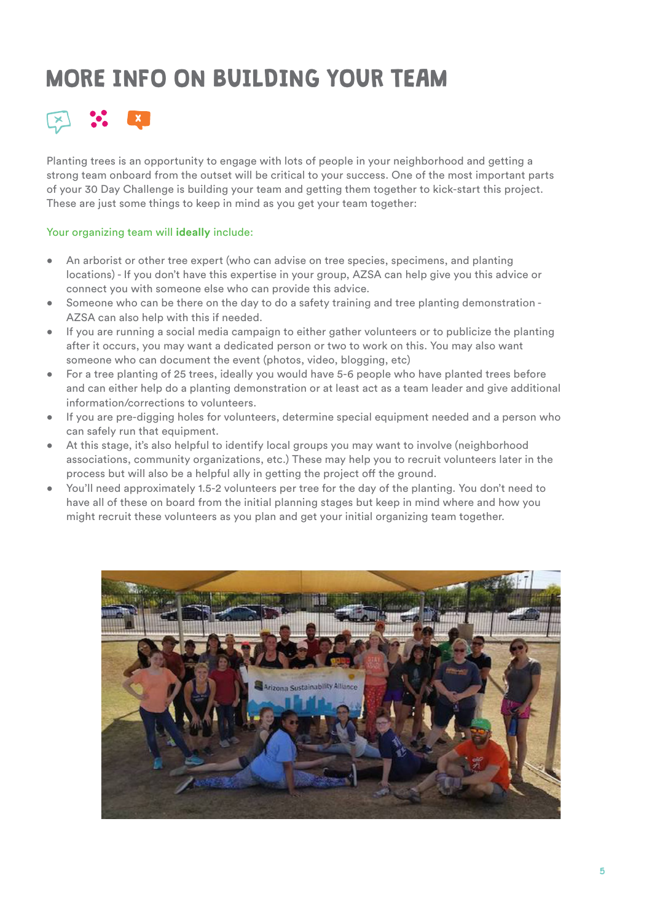# MORE INFO ON BUILDING YOUR TEAM

Planting trees is an opportunity to engage with lots of people in your neighborhood and getting a strong team onboard from the outset will be critical to your success. One of the most important parts of your 30 Day Challenge is building your team and getting them together to kick-start this project. These are just some things to keep in mind as you get your team together:

Your organizing team will **ideally** include:

- An arborist or other tree expert (who can advise on tree species, specimens, and planting locations) - If you don't have this expertise in your group, AZSA can help give you this advice or connect you with someone else who can provide this advice.
- Someone who can be there on the day to do a safety training and tree planting demonstration - AZSA can also help with this if needed.
- If you are running a social media campaign to either gather volunteers or to publicize the planting after it occurs, you may want a dedicated person or two to work on this. You may also want someone who can document the event (photos, video, blogging, etc)
- For a tree planting of 25 trees, ideally you would have 5-6 people who have planted trees before and can either help do a planting demonstration or at least act as a team leader and give additional information/corrections to volunteers.
- If you are pre-digging holes for volunteers, determine special equipment needed and a person who can safely run that equipment.
- At this stage, it's also helpful to identify local groups you may want to involve (neighborhood associations, community organizations, etc.) These may help you to recruit volunteers later in the process but will also be a helpful ally in getting the project off the ground.
- You'll need approximately 1.5-2 volunteers per tree for the day of the planting. You don't need to have all of these on board from the initial planning stages but keep in mind where and how you might recruit these volunteers as you plan and get your initial organizing team together.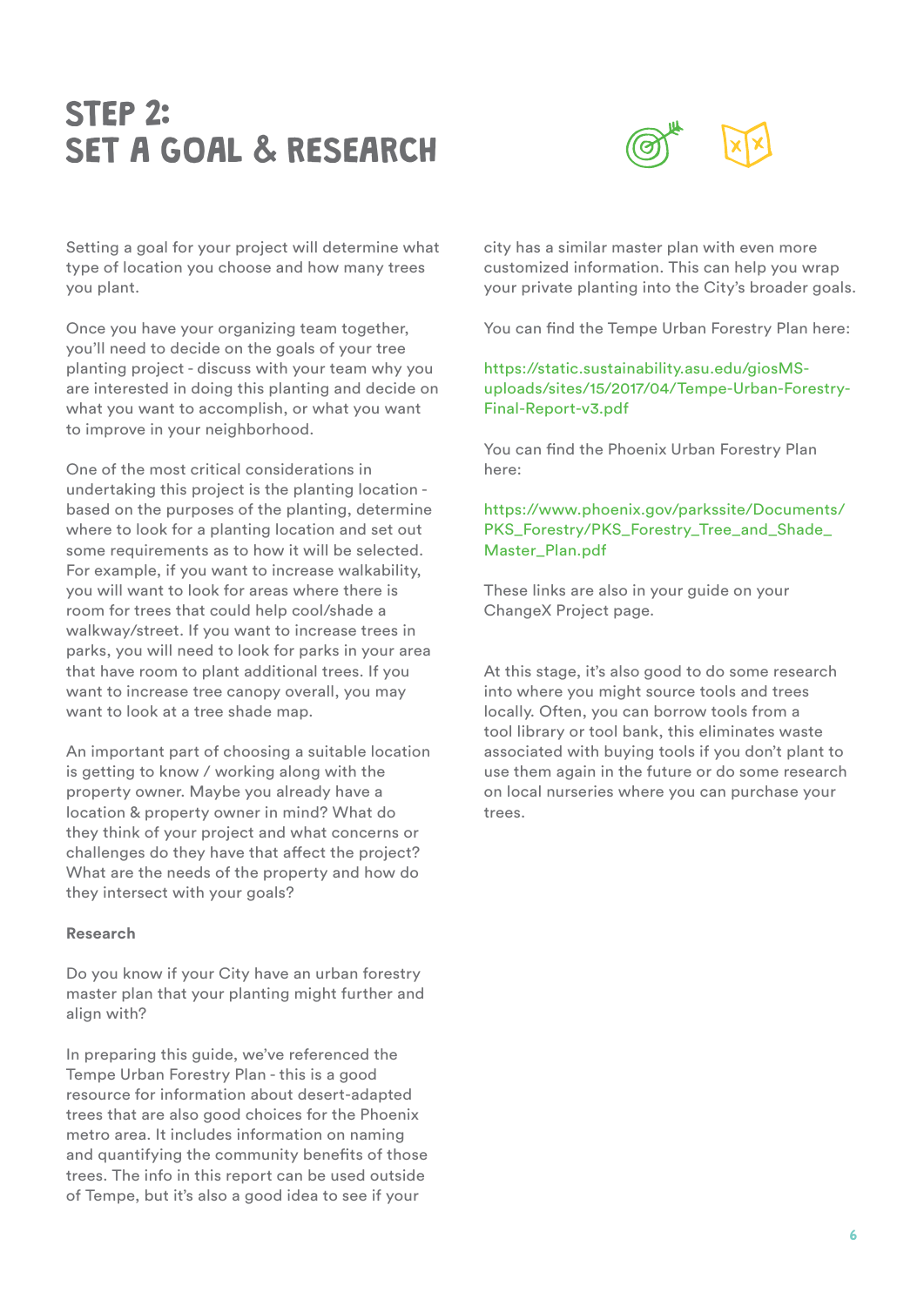# STEP 2: SET A GOAL & RESEARCH

Setting a goal for your project will determine what type of location you choose and how many trees you plant.

Once you have your organizing team together, you'll need to decide on the goals of your tree planting project - discuss with your team why you are interested in doing this planting and decide on what you want to accomplish, or what you want to improve in your neighborhood.

One of the most critical considerations in undertaking this project is the planting location - based on the purposes of the planting, determine where to look for a planting location and set out some requirements as to how it will be selected. For example, if you want to increase walkability, you will want to look for areas where there is room for trees that could help cool/shade a walkway/street. If you want to increase trees in parks, you will need to look for parks in your area that have room to plant additional trees. If you want to increase tree canopy overall, you may want to look at a tree shade map.

An important part of choosing a suitable location is getting to know / working along with the property owner. Maybe you already have a location & property owner in mind? What do they think of your project and what concerns or challenges do they have that affect the project? What are the needs of the property and how do they intersect with your goals?

**Research**

Do you know if your City have an urban forestry master plan that your planting might further and align with?

In preparing this guide, we've referenced the Tempe Urban Forestry Plan - this is a good resource for information about desert-adapted trees that are also good choices for the Phoenix metro area. It includes information on naming and quantifying the community benefits of those trees. The info in this report can be used outside of Tempe, but it's also a good idea to see if your city has a similar master plan with even more customized information. This can help you wrap your private planting into the City's broader goals.

You can find the Tempe Urban Forestry Plan here:

https://static.sustainability.asu.edu/giosMS-uploads/sites/15/2017/04/Tempe-Urban-Forestry-Final-Report-v3.pdf

You can find the Phoenix Urban Forestry Plan here:

https://www.phoenix.gov/parkssite/Documents/PKS_Forestry/PKS_Forestry_Tree_and_Shade_Master_Plan.pdf

These links are also in your guide on your ChangeX Project page.

At this stage, it's also good to do some research into where you might source tools and trees locally. Often, you can borrow tools from a tool library or tool bank, this eliminates waste associated with buying tools if you don't plant to use them again in the future or do some research on local nurseries where you can purchase your trees.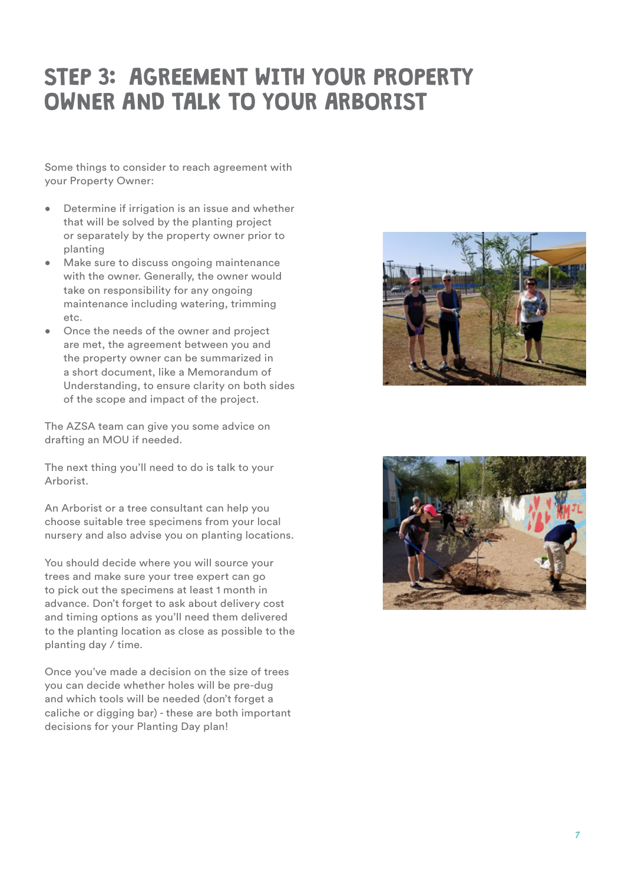# STEP 3: AGREEMENT WITH YOUR PROPERTY OWNER AND TALK TO YOUR ARBORIST

Some things to consider to reach agreement with your Property Owner:

- Determine if irrigation is an issue and whether that will be solved by the planting project or separately by the property owner prior to planting
- Make sure to discuss ongoing maintenance with the owner. Generally, the owner would take on responsibility for any ongoing maintenance including watering, trimming etc.
- Once the needs of the owner and project are met, the agreement between you and the property owner can be summarized in a short document, like a Memorandum of Understanding, to ensure clarity on both sides of the scope and impact of the project.

The AZSA team can give you some advice on drafting an MOU if needed.

The next thing you'll need to do is talk to your Arborist.

An Arborist or a tree consultant can help you choose suitable tree specimens from your local nursery and also advise you on planting locations.

You should decide where you will source your trees and make sure your tree expert can go to pick out the specimens at least 1 month in advance. Don't forget to ask about delivery cost and timing options as you'll need them delivered to the planting location as close as possible to the planting day / time.

Once you've made a decision on the size of trees you can decide whether holes will be pre-dug and which tools will be needed (don't forget a caliche or digging bar) - these are both important decisions for your Planting Day plan!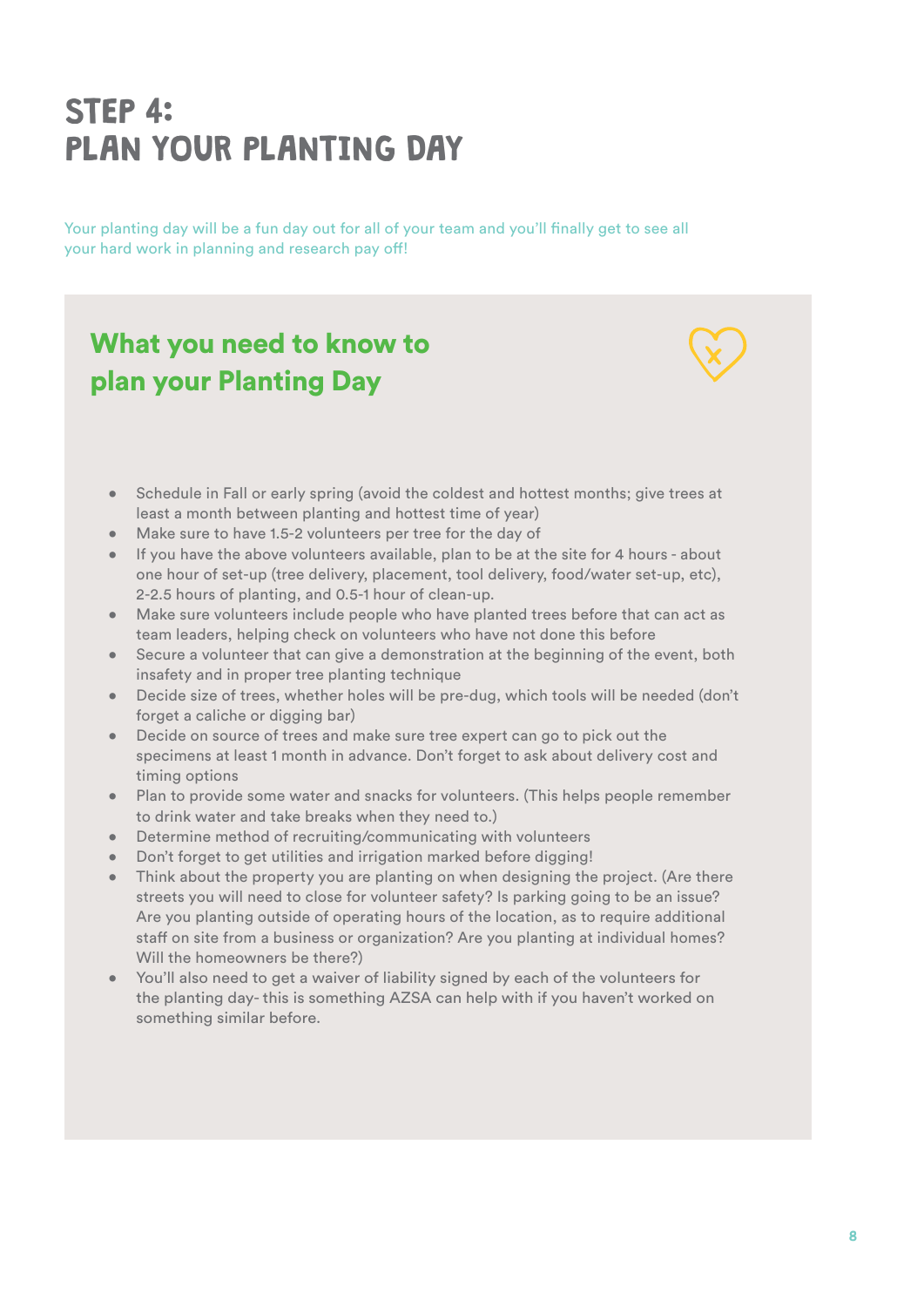# STEP 4:
# PLAN YOUR PLANTING DAY

Your planting day will be a fun day out for all of your team and you'll finally get to see all your hard work in planning and research pay off!

## What you need to know to plan your Planting Day

- Schedule in Fall or early spring (avoid the coldest and hottest months; give trees at least a month between planting and hottest time of year)
- Make sure to have 1.5-2 volunteers per tree for the day of
- If you have the above volunteers available, plan to be at the site for 4 hours - about one hour of set-up (tree delivery, placement, tool delivery, food/water set-up, etc), 2-2.5 hours of planting, and 0.5-1 hour of clean-up.
- Make sure volunteers include people who have planted trees before that can act as team leaders, helping check on volunteers who have not done this before
- Secure a volunteer that can give a demonstration at the beginning of the event, both insafety and in proper tree planting technique
- Decide size of trees, whether holes will be pre-dug, which tools will be needed (don't forget a caliche or digging bar)
- Decide on source of trees and make sure tree expert can go to pick out the specimens at least 1 month in advance. Don't forget to ask about delivery cost and timing options
- Plan to provide some water and snacks for volunteers. (This helps people remember to drink water and take breaks when they need to.)
- Determine method of recruiting/communicating with volunteers
- Don't forget to get utilities and irrigation marked before digging!
- Think about the property you are planting on when designing the project. (Are there streets you will need to close for volunteer safety? Is parking going to be an issue? Are you planting outside of operating hours of the location, as to require additional staff on site from a business or organization? Are you planting at individual homes? Will the homeowners be there?)
- You'll also need to get a waiver of liability signed by each of the volunteers for the planting day- this is something AZSA can help with if you haven't worked on something similar before.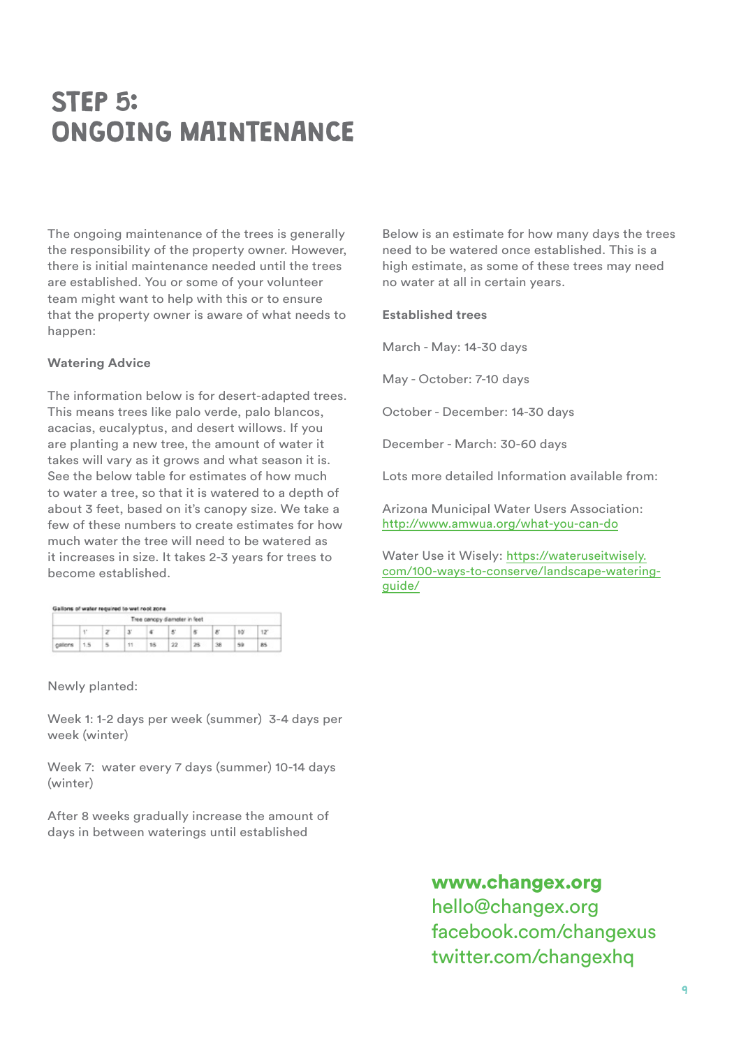# STEP 5: ONGOING MAINTENANCE

The ongoing maintenance of the trees is generally the responsibility of the property owner. However, there is initial maintenance needed until the trees are established. You or some of your volunteer team might want to help with this or to ensure that the property owner is aware of what needs to happen:

**Watering Advice**

The information below is for desert-adapted trees. This means trees like palo verde, palo blancos, acacias, eucalyptus, and desert willows. If you are planting a new tree, the amount of water it takes will vary as it grows and what season it is. See the below table for estimates of how much to water a tree, so that it is watered to a depth of about 3 feet, based on it's canopy size. We take a few of these numbers to create estimates for how much water the tree will need to be watered as it increases in size. It takes 2-3 years for trees to become established.

Gallons of water required to wet root zone

| | Tree canopy diameter in feet | | | | | | | | |
|---|---|---|---|---|---|---|---|---|---|
| | 1' | 2' | 3' | 4' | 5' | 6' | 8' | 10' | 12' |
| gallons | 1.5 | 5 | 11 | 15 | 22 | 25 | 38 | 59 | 85 |

Newly planted:

Week 1: 1-2 days per week (summer)  3-4 days per week (winter)

Week 7:  water every 7 days (summer) 10-14 days (winter)

After 8 weeks gradually increase the amount of days in between waterings until established

Below is an estimate for how many days the trees need to be watered once established. This is a high estimate, as some of these trees may need no water at all in certain years.

**Established trees**

March - May: 14-30 days

May - October: 7-10 days

October - December: 14-30 days

December - March: 30-60 days

Lots more detailed Information available from:

Arizona Municipal Water Users Association: http://www.amwua.org/what-you-can-do

Water Use it Wisely: https://wateruseitwisely.com/100-ways-to-conserve/landscape-watering-guide/

**www.changex.org**
hello@changex.org
facebook.com/changexus
twitter.com/changexhq